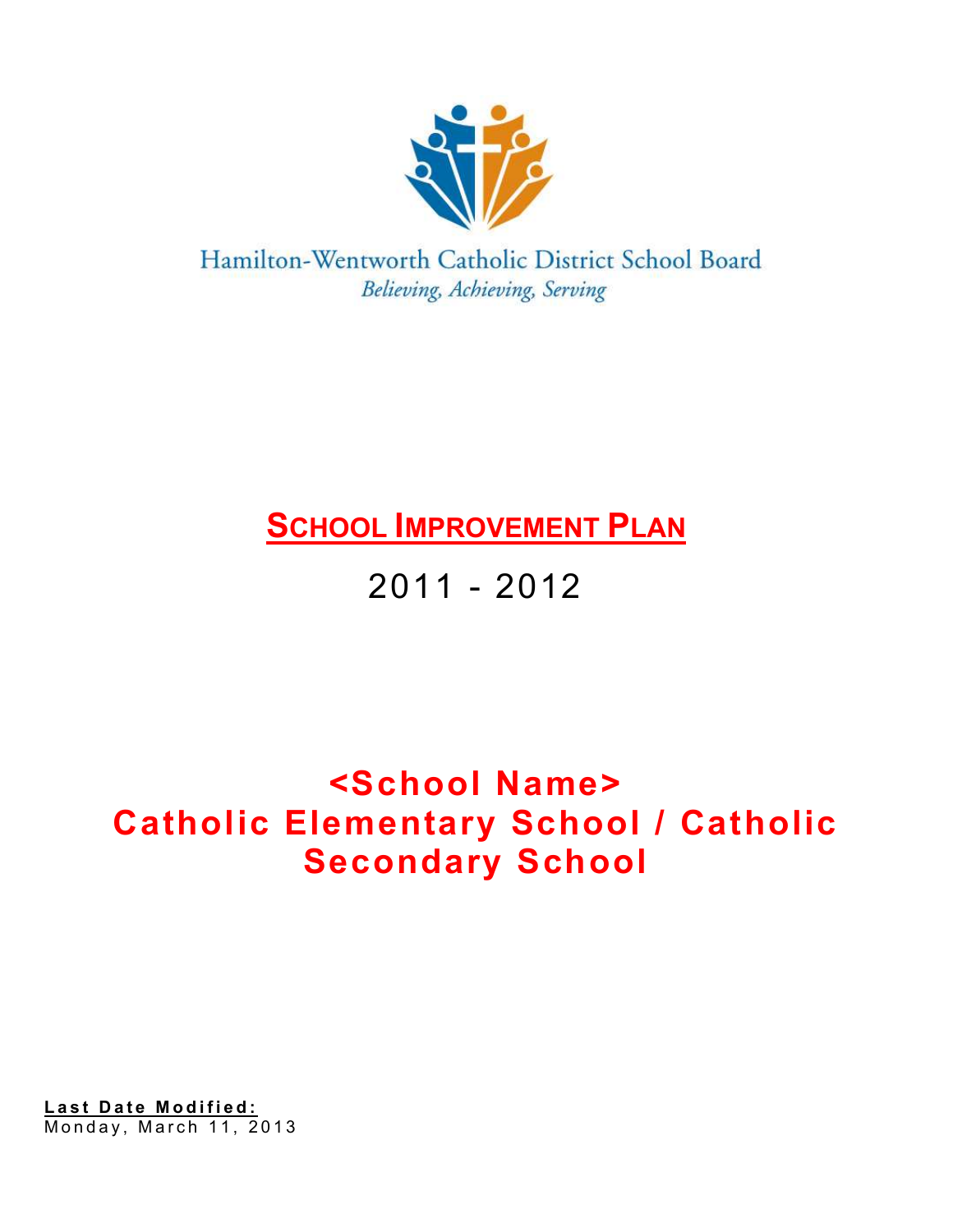Hamilton-Wentworth Catholic District School Board

*Believing, Achieving, Serving*

# SCHOOL IMPROVEMENT PLAN

## 2011 - 2012

# <School Name> Catholic Elementary School / Catholic Secondary School

**Last Date Modified:**
Monday, March 11, 2013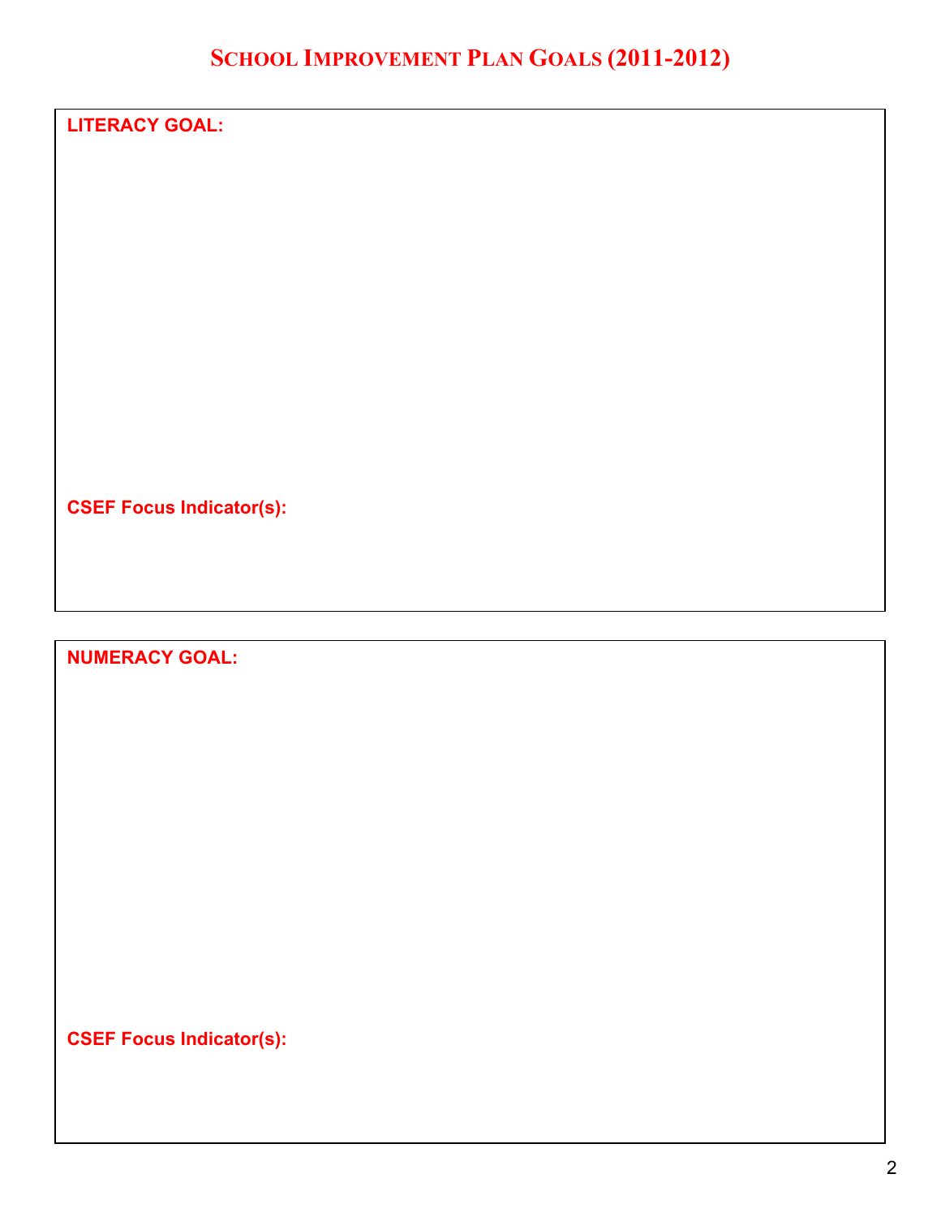# School Improvement Plan Goals (2011-2012)

**LITERACY GOAL:**

**CSEF Focus Indicator(s):**

**NUMERACY GOAL:**

**CSEF Focus Indicator(s):**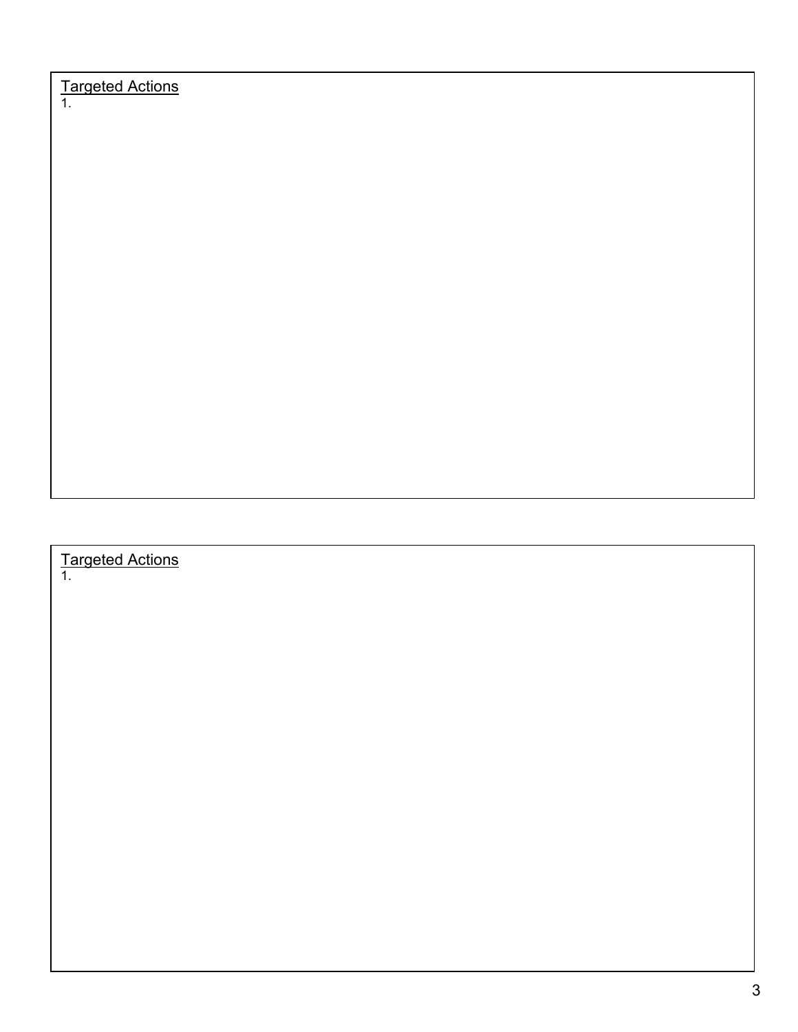<u>Targeted Actions</u>

1.

<u>Targeted Actions</u>

1.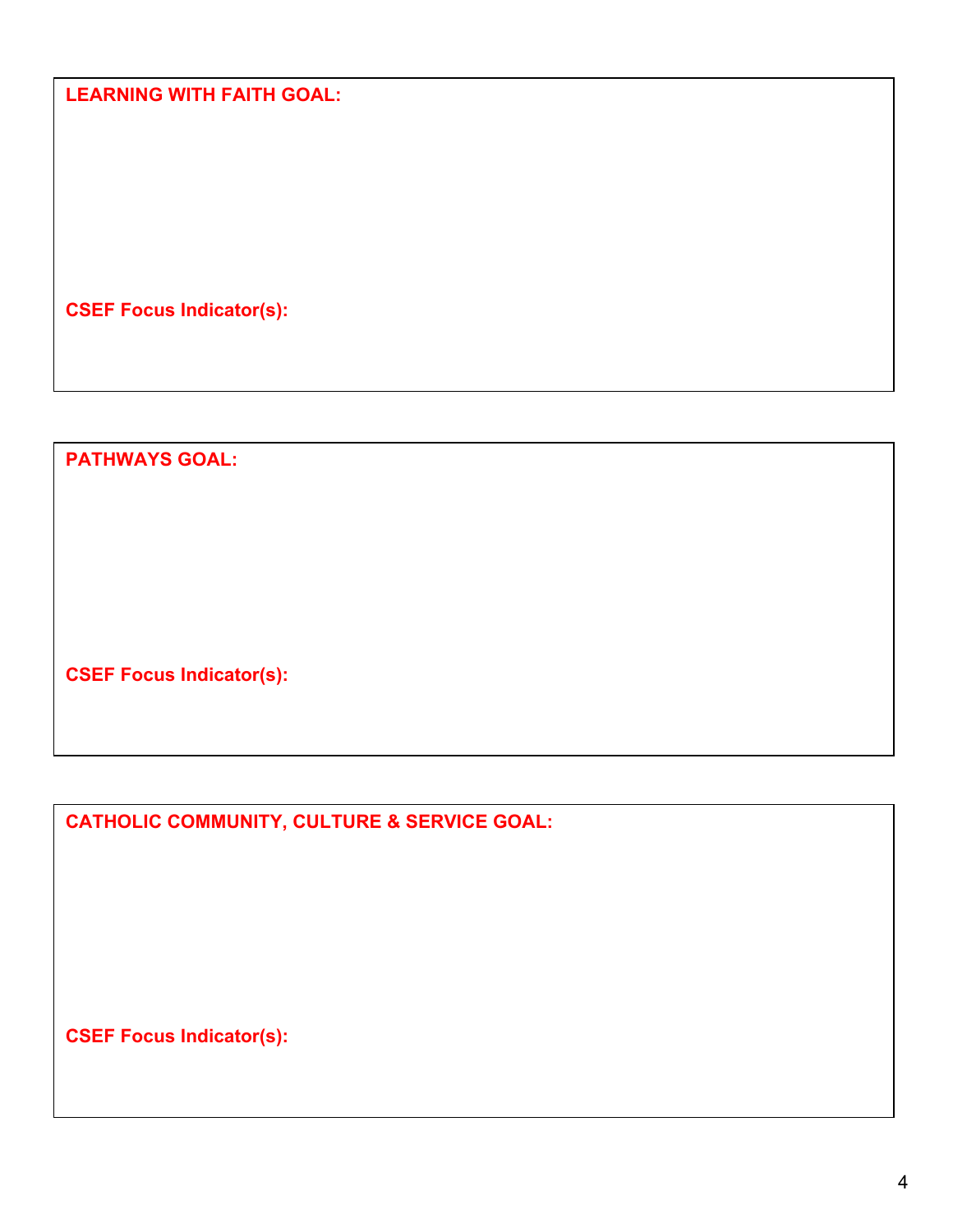**LEARNING WITH FAITH GOAL:**

**CSEF Focus Indicator(s):**

**PATHWAYS GOAL:**

**CSEF Focus Indicator(s):**

**CATHOLIC COMMUNITY, CULTURE & SERVICE GOAL:**

**CSEF Focus Indicator(s):**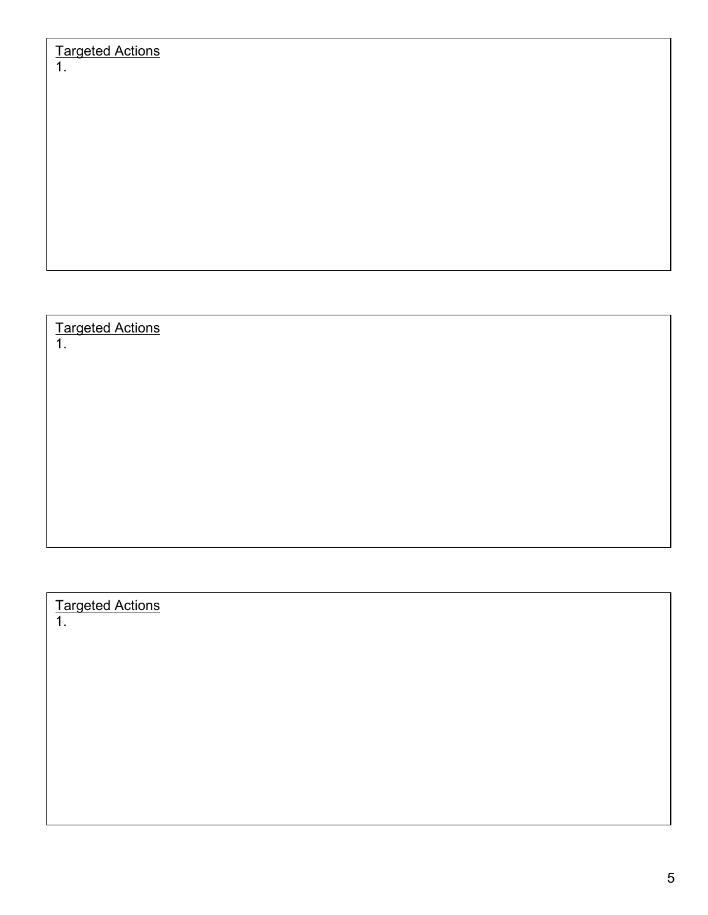<u>Targeted Actions</u>

1.

<u>Targeted Actions</u>

1.

<u>Targeted Actions</u>

1.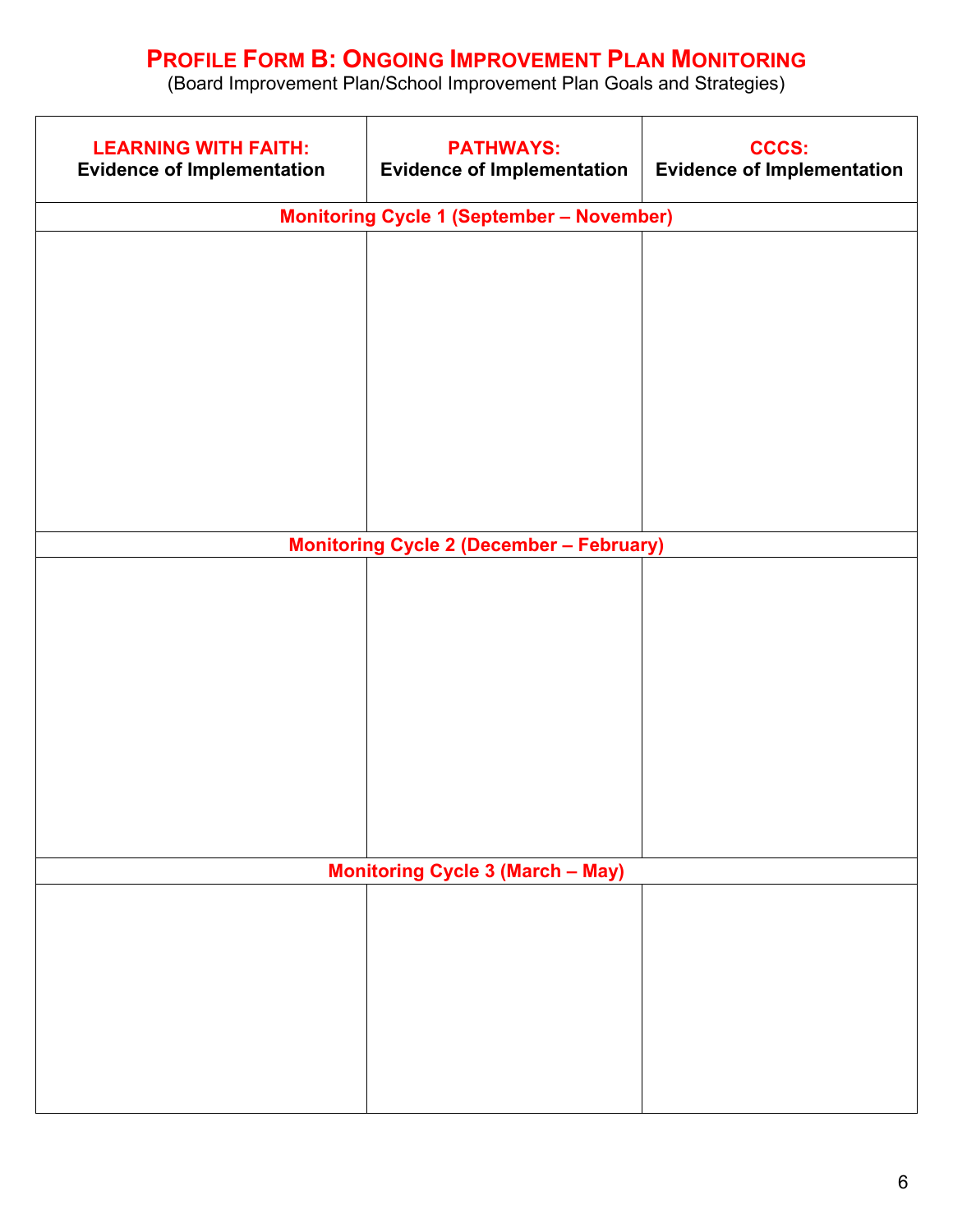# Profile Form B: Ongoing Improvement Plan Monitoring

(Board Improvement Plan/School Improvement Plan Goals and Strategies)

| **LEARNING WITH FAITH:** **Evidence of Implementation** | **PATHWAYS:** **Evidence of Implementation** | **CCCS:** **Evidence of Implementation** |
|---|---|---|
| **Monitoring Cycle 1 (September – November)** | | |
| | | |
| **Monitoring Cycle 2 (December – February)** | | |
| | | |
| **Monitoring Cycle 3 (March – May)** | | |
| | | |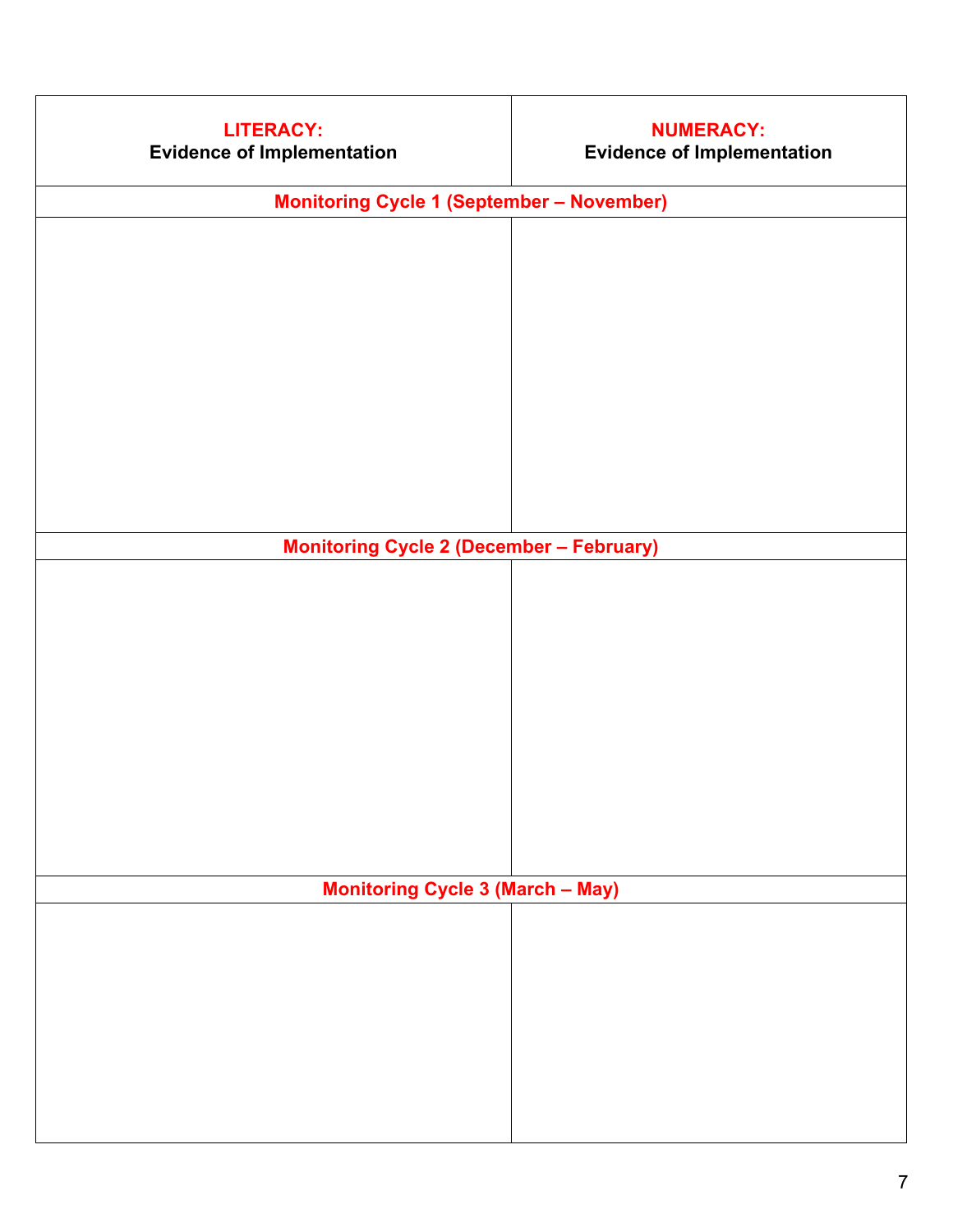| **LITERACY:** Evidence of Implementation | **NUMERACY:** Evidence of Implementation |
| --- | --- |
| **Monitoring Cycle 1 (September – November)** | |
| | |
| **Monitoring Cycle 2 (December – February)** | |
| | |
| **Monitoring Cycle 3 (March – May)** | |
| | |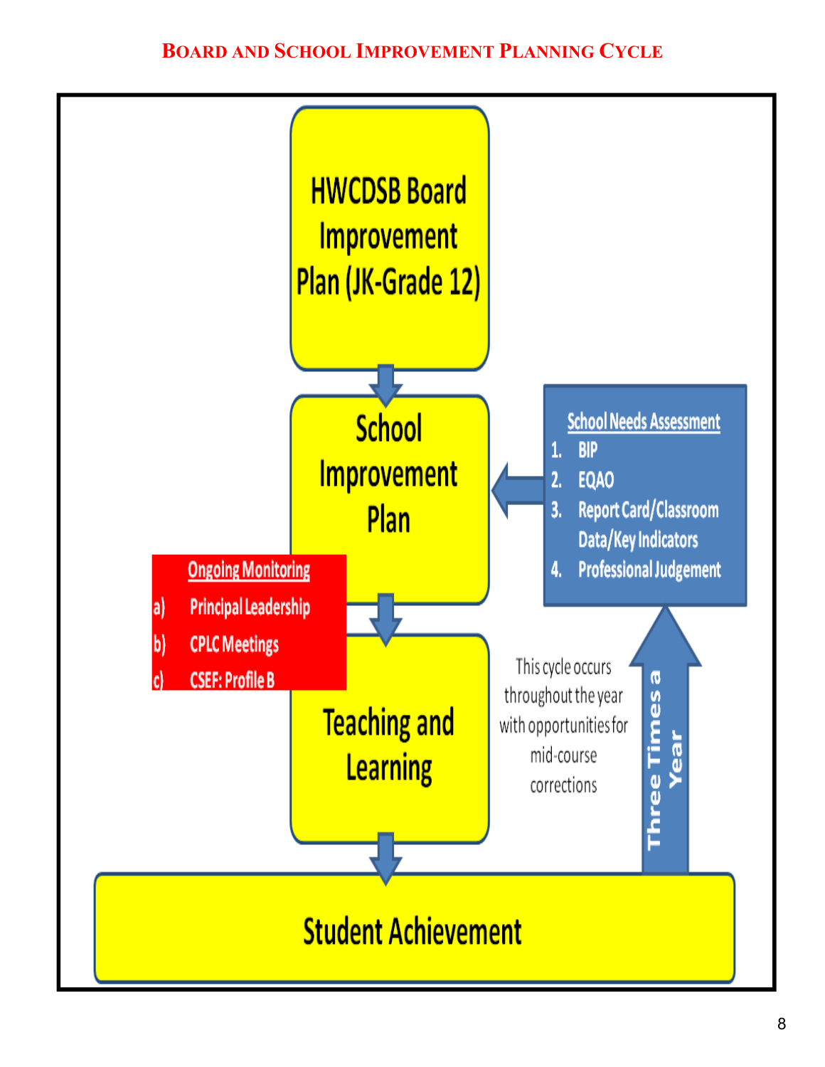# BOARD AND SCHOOL IMPROVEMENT PLANNING CYCLE

**HWCDSB Board Improvement Plan (JK-Grade 12)**

↓

**School Improvement Plan**

**School Needs Assessment**

1. BIP
2. EQAO
3. Report Card/Classroom Data/Key Indicators
4. Professional Judgement

**Ongoing Monitoring**

a) Principal Leadership

b) CPLC Meetings

c) CSEF: Profile B

↓

**Teaching and Learning**

This cycle occurs throughout the year with opportunities for mid-course corrections

↓

**Student Achievement**

Three Times a Year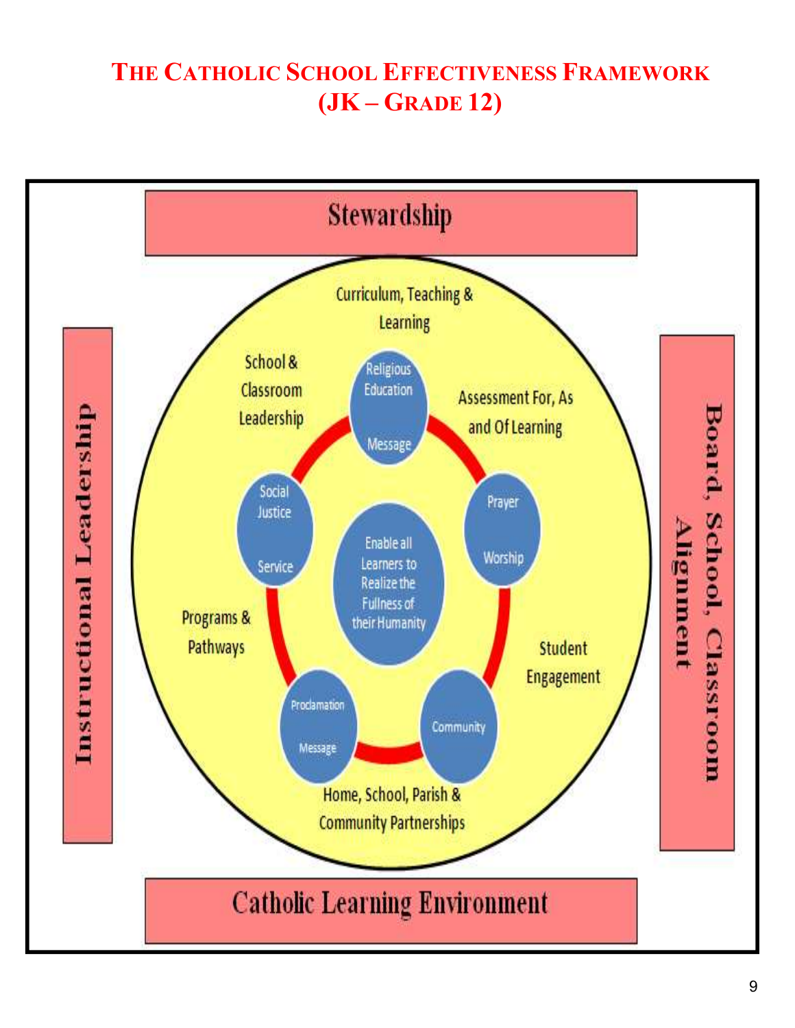# The Catholic School Effectiveness Framework (JK – Grade 12)

Stewardship

Instructional Leadership

Board, School, Classroom Alignment

Catholic Learning Environment

Curriculum, Teaching & Learning

School & Classroom Leadership

Assessment For, As and Of Learning

Programs & Pathways

Student Engagement

Home, School, Parish & Community Partnerships

Religious Education Message

Prayer Worship

Community

Proclamation Message

Social Justice Service

Enable all Learners to Realize the Fullness of their Humanity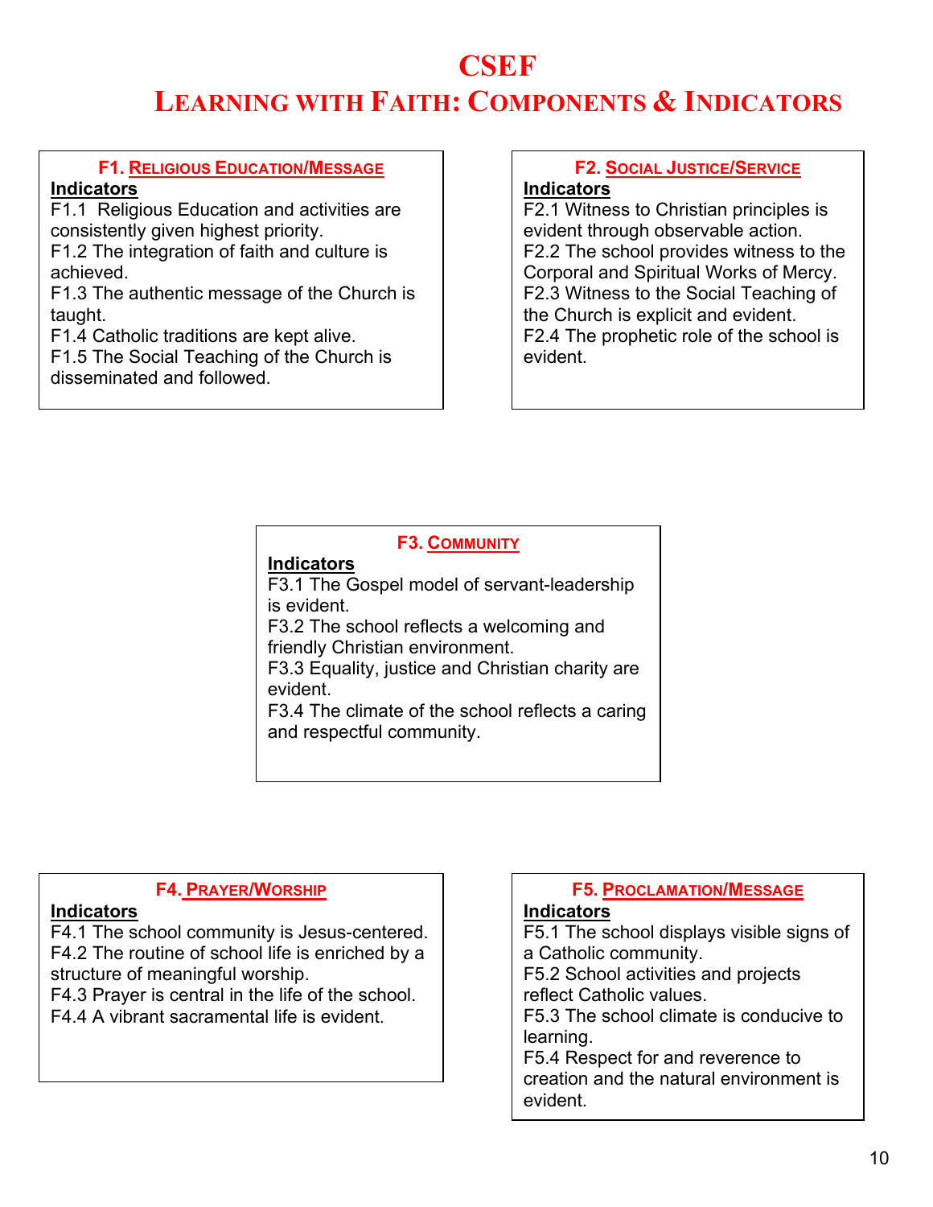# CSEF

## LEARNING WITH FAITH: COMPONENTS & INDICATORS

### F1. RELIGIOUS EDUCATION/MESSAGE

**Indicators**

F1.1 Religious Education and activities are consistently given highest priority.
F1.2 The integration of faith and culture is achieved.
F1.3 The authentic message of the Church is taught.
F1.4 Catholic traditions are kept alive.
F1.5 The Social Teaching of the Church is disseminated and followed.

### F2. SOCIAL JUSTICE/SERVICE

**Indicators**

F2.1 Witness to Christian principles is evident through observable action.
F2.2 The school provides witness to the Corporal and Spiritual Works of Mercy.
F2.3 Witness to the Social Teaching of the Church is explicit and evident.
F2.4 The prophetic role of the school is evident.

### F3. COMMUNITY

**Indicators**

F3.1 The Gospel model of servant-leadership is evident.
F3.2 The school reflects a welcoming and friendly Christian environment.
F3.3 Equality, justice and Christian charity are evident.
F3.4 The climate of the school reflects a caring and respectful community.

### F4. PRAYER/WORSHIP

**Indicators**

F4.1 The school community is Jesus-centered.
F4.2 The routine of school life is enriched by a structure of meaningful worship.
F4.3 Prayer is central in the life of the school.
F4.4 A vibrant sacramental life is evident.

### F5. PROCLAMATION/MESSAGE

**Indicators**

F5.1 The school displays visible signs of a Catholic community.
F5.2 School activities and projects reflect Catholic values.
F5.3 The school climate is conducive to learning.
F5.4 Respect for and reverence to creation and the natural environment is evident.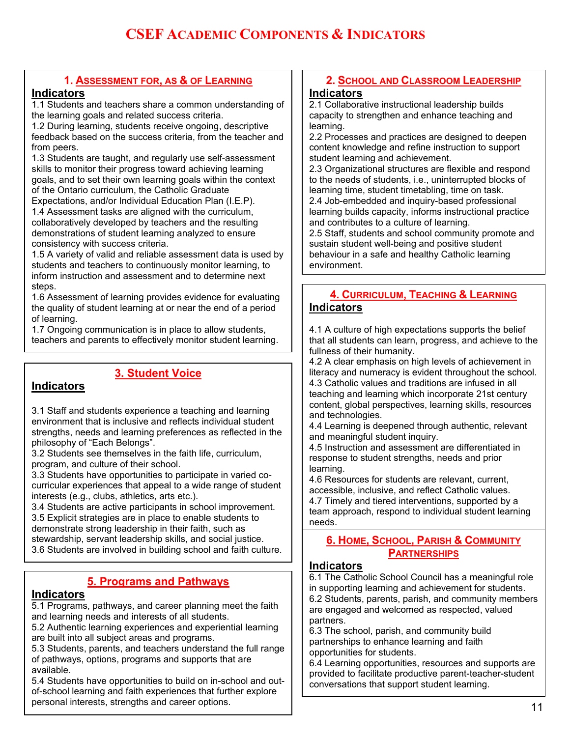# CSEF Academic Components & Indicators

## 1. Assessment for, as & of Learning

### Indicators

1.1 Students and teachers share a common understanding of the learning goals and related success criteria.
1.2 During learning, students receive ongoing, descriptive feedback based on the success criteria, from the teacher and from peers.
1.3 Students are taught, and regularly use self-assessment skills to monitor their progress toward achieving learning goals, and to set their own learning goals within the context of the Ontario curriculum, the Catholic Graduate Expectations, and/or Individual Education Plan (I.E.P).
1.4 Assessment tasks are aligned with the curriculum, collaboratively developed by teachers and the resulting demonstrations of student learning analyzed to ensure consistency with success criteria.
1.5 A variety of valid and reliable assessment data is used by students and teachers to continuously monitor learning, to inform instruction and assessment and to determine next steps.
1.6 Assessment of learning provides evidence for evaluating the quality of student learning at or near the end of a period of learning.
1.7 Ongoing communication is in place to allow students, teachers and parents to effectively monitor student learning.

## 3. Student Voice

### Indicators

3.1 Staff and students experience a teaching and learning environment that is inclusive and reflects individual student strengths, needs and learning preferences as reflected in the philosophy of "Each Belongs".
3.2 Students see themselves in the faith life, curriculum, program, and culture of their school.
3.3 Students have opportunities to participate in varied co-curricular experiences that appeal to a wide range of student interests (e.g., clubs, athletics, arts etc.).
3.4 Students are active participants in school improvement.
3.5 Explicit strategies are in place to enable students to demonstrate strong leadership in their faith, such as stewardship, servant leadership skills, and social justice.
3.6 Students are involved in building school and faith culture.

## 5. Programs and Pathways

### Indicators

5.1 Programs, pathways, and career planning meet the faith and learning needs and interests of all students.
5.2 Authentic learning experiences and experiential learning are built into all subject areas and programs.
5.3 Students, parents, and teachers understand the full range of pathways, options, programs and supports that are available.
5.4 Students have opportunities to build on in-school and out-of-school learning and faith experiences that further explore personal interests, strengths and career options.

## 2. School and Classroom Leadership

### Indicators

2.1 Collaborative instructional leadership builds capacity to strengthen and enhance teaching and learning.
2.2 Processes and practices are designed to deepen content knowledge and refine instruction to support student learning and achievement.
2.3 Organizational structures are flexible and respond to the needs of students, i.e., uninterrupted blocks of learning time, student timetabling, time on task.
2.4 Job-embedded and inquiry-based professional learning builds capacity, informs instructional practice and contributes to a culture of learning.
2.5 Staff, students and school community promote and sustain student well-being and positive student behaviour in a safe and healthy Catholic learning environment.

## 4. Curriculum, Teaching & Learning

### Indicators

4.1 A culture of high expectations supports the belief that all students can learn, progress, and achieve to the fullness of their humanity.
4.2 A clear emphasis on high levels of achievement in literacy and numeracy is evident throughout the school.
4.3 Catholic values and traditions are infused in all teaching and learning which incorporate 21st century content, global perspectives, learning skills, resources and technologies.
4.4 Learning is deepened through authentic, relevant and meaningful student inquiry.
4.5 Instruction and assessment are differentiated in response to student strengths, needs and prior learning.
4.6 Resources for students are relevant, current, accessible, inclusive, and reflect Catholic values.
4.7 Timely and tiered interventions, supported by a team approach, respond to individual student learning needs.

## 6. Home, School, Parish & Community Partnerships

### Indicators

6.1 The Catholic School Council has a meaningful role in supporting learning and achievement for students.
6.2 Students, parents, parish, and community members are engaged and welcomed as respected, valued partners.
6.3 The school, parish, and community build partnerships to enhance learning and faith opportunities for students.
6.4 Learning opportunities, resources and supports are provided to facilitate productive parent-teacher-student conversations that support student learning.